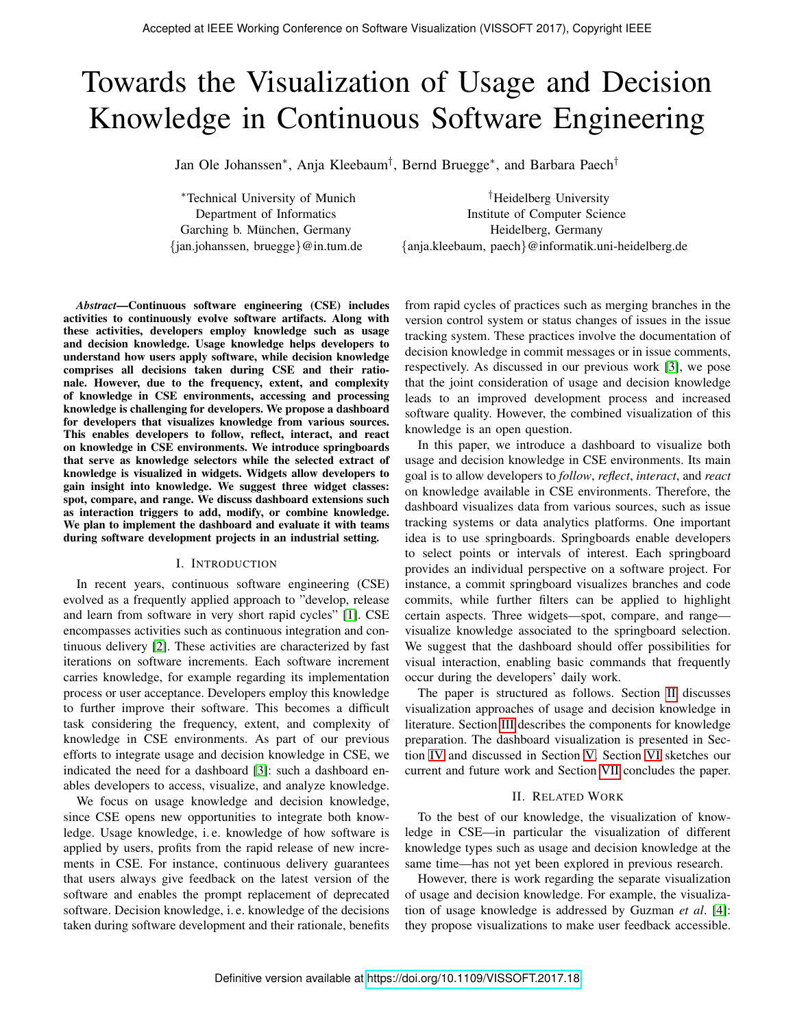# Towards the Visualization of Usage and Decision Knowledge in Continuous Software Engineering

Jan Ole Johanssen*, Anja Kleebaum†, Bernd Bruegge*, and Barbara Paech†

*Technical University of Munich
Department of Informatics
Garching b. München, Germany
{jan.johanssen, bruegge}@in.tum.de

†Heidelberg University
Institute of Computer Science
Heidelberg, Germany
{anja.kleebaum, paech}@informatik.uni-heidelberg.de

***Abstract*—Continuous software engineering (CSE) includes activities to continuously evolve software artifacts. Along with these activities, developers employ knowledge such as usage and decision knowledge. Usage knowledge helps developers to understand how users apply software, while decision knowledge comprises all decisions taken during CSE and their rationale. However, due to the frequency, extent, and complexity of knowledge in CSE environments, accessing and processing knowledge is challenging for developers. We propose a dashboard for developers that visualizes knowledge from various sources. This enables developers to follow, reflect, interact, and react on knowledge in CSE environments. We introduce springboards that serve as knowledge selectors while the selected extract of knowledge is visualized in widgets. Widgets allow developers to gain insight into knowledge. We suggest three widget classes: spot, compare, and range. We discuss dashboard extensions such as interaction triggers to add, modify, or combine knowledge. We plan to implement the dashboard and evaluate it with teams during software development projects in an industrial setting.**

## I. Introduction

In recent years, continuous software engineering (CSE) evolved as a frequently applied approach to "develop, release and learn from software in very short rapid cycles" [1]. CSE encompasses activities such as continuous integration and continuous delivery [2]. These activities are characterized by fast iterations on software increments. Each software increment carries knowledge, for example regarding its implementation process or user acceptance. Developers employ this knowledge to further improve their software. This becomes a difficult task considering the frequency, extent, and complexity of knowledge in CSE environments. As part of our previous efforts to integrate usage and decision knowledge in CSE, we indicated the need for a dashboard [3]: such a dashboard enables developers to access, visualize, and analyze knowledge.

We focus on usage knowledge and decision knowledge, since CSE opens new opportunities to integrate both knowledge. Usage knowledge, i. e. knowledge of how software is applied by users, profits from the rapid release of new increments in CSE. For instance, continuous delivery guarantees that users always give feedback on the latest version of the software and enables the prompt replacement of deprecated software. Decision knowledge, i. e. knowledge of the decisions taken during software development and their rationale, benefits from rapid cycles of practices such as merging branches in the version control system or status changes of issues in the issue tracking system. These practices involve the documentation of decision knowledge in commit messages or in issue comments, respectively. As discussed in our previous work [3], we pose that the joint consideration of usage and decision knowledge leads to an improved development process and increased software quality. However, the combined visualization of this knowledge is an open question.

In this paper, we introduce a dashboard to visualize both usage and decision knowledge in CSE environments. Its main goal is to allow developers to *follow*, *reflect*, *interact*, and *react* on knowledge available in CSE environments. Therefore, the dashboard visualizes data from various sources, such as issue tracking systems or data analytics platforms. One important idea is to use springboards. Springboards enable developers to select points or intervals of interest. Each springboard provides an individual perspective on a software project. For instance, a commit springboard visualizes branches and code commits, while further filters can be applied to highlight certain aspects. Three widgets—spot, compare, and range—visualize knowledge associated to the springboard selection. We suggest that the dashboard should offer possibilities for visual interaction, enabling basic commands that frequently occur during the developers' daily work.

The paper is structured as follows. Section II discusses visualization approaches of usage and decision knowledge in literature. Section III describes the components for knowledge preparation. The dashboard visualization is presented in Section IV and discussed in Section V. Section VI sketches our current and future work and Section VII concludes the paper.

## II. Related Work

To the best of our knowledge, the visualization of knowledge in CSE—in particular the visualization of different knowledge types such as usage and decision knowledge at the same time—has not yet been explored in previous research.

However, there is work regarding the separate visualization of usage and decision knowledge. For example, the visualization of usage knowledge is addressed by Guzman *et al*. [4]: they propose visualizations to make user feedback accessible.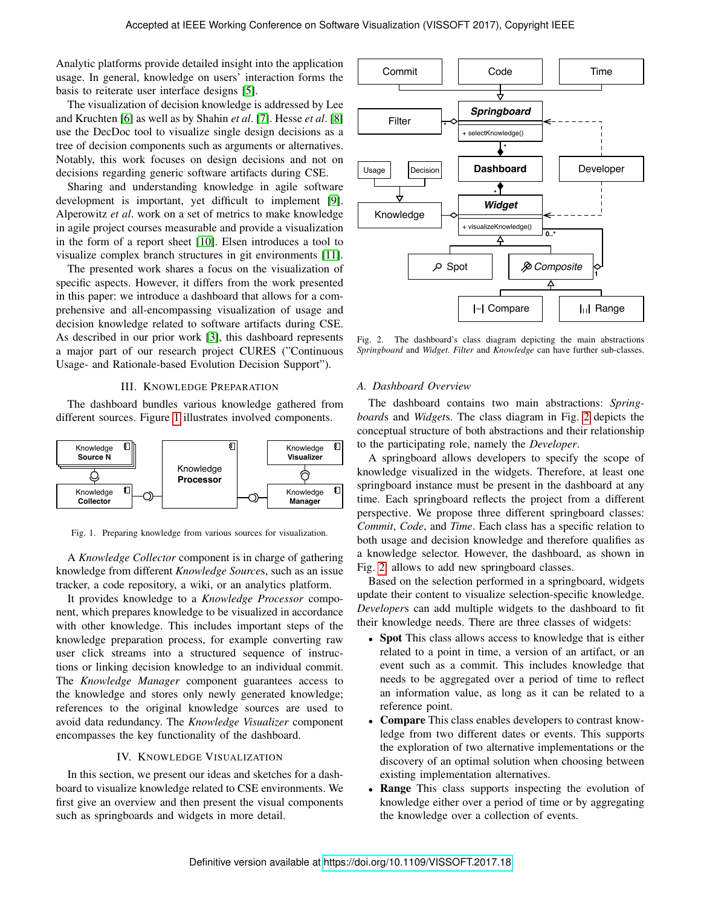Analytic platforms provide detailed insight into the application usage. In general, knowledge on users' interaction forms the basis to reiterate user interface designs [5].

The visualization of decision knowledge is addressed by Lee and Kruchten [6] as well as by Shahin *et al.* [7]. Hesse *et al.* [8] use the DecDoc tool to visualize single design decisions as a tree of decision components such as arguments or alternatives. Notably, this work focuses on design decisions and not on decisions regarding generic software artifacts during CSE.

Sharing and understanding knowledge in agile software development is important, yet difficult to implement [9]. Alperowitz *et al.* work on a set of metrics to make knowledge in agile project courses measurable and provide a visualization in the form of a report sheet [10]. Elsen introduces a tool to visualize complex branch structures in git environments [11].

The presented work shares a focus on the visualization of specific aspects. However, it differs from the work presented in this paper: we introduce a dashboard that allows for a comprehensive and all-encompassing visualization of usage and decision knowledge related to software artifacts during CSE. As described in our prior work [3], this dashboard represents a major part of our research project CURES ("Continuous Usage- and Rationale-based Evolution Decision Support").

## III. Knowledge Preparation

The dashboard bundles various knowledge gathered from different sources. Figure 1 illustrates involved components.

Fig. 1. Preparing knowledge from various sources for visualization.

A *Knowledge Collector* component is in charge of gathering knowledge from different *Knowledge Sources*, such as an issue tracker, a code repository, a wiki, or an analytics platform.

It provides knowledge to a *Knowledge Processor* component, which prepares knowledge to be visualized in accordance with other knowledge. This includes important steps of the knowledge preparation process, for example converting raw user click streams into a structured sequence of instructions or linking decision knowledge to an individual commit. The *Knowledge Manager* component guarantees access to the knowledge and stores only newly generated knowledge; references to the original knowledge sources are used to avoid data redundancy. The *Knowledge Visualizer* component encompasses the key functionality of the dashboard.

## IV. Knowledge Visualization

In this section, we present our ideas and sketches for a dashboard to visualize knowledge related to CSE environments. We first give an overview and then present the visual components such as springboards and widgets in more detail.

Fig. 2. The dashboard's class diagram depicting the main abstractions *Springboard* and *Widget*. *Filter* and *Knowledge* can have further sub-classes.

### A. Dashboard Overview

The dashboard contains two main abstractions: *Springboards* and *Widgets*. The class diagram in Fig. 2 depicts the conceptual structure of both abstractions and their relationship to the participating role, namely the *Developer*.

A springboard allows developers to specify the scope of knowledge visualized in the widgets. Therefore, at least one springboard instance must be present in the dashboard at any time. Each springboard reflects the project from a different perspective. We propose three different springboard classes: *Commit*, *Code*, and *Time*. Each class has a specific relation to both usage and decision knowledge and therefore qualifies as a knowledge selector. However, the dashboard, as shown in Fig. 2, allows to add new springboard classes.

Based on the selection performed in a springboard, widgets update their content to visualize selection-specific knowledge. *Developers* can add multiple widgets to the dashboard to fit their knowledge needs. There are three classes of widgets:

- **Spot** This class allows access to knowledge that is either related to a point in time, a version of an artifact, or an event such as a commit. This includes knowledge that needs to be aggregated over a period of time to reflect an information value, as long as it can be related to a reference point.
- **Compare** This class enables developers to contrast knowledge from two different dates or events. This supports the exploration of two alternative implementations or the discovery of an optimal solution when choosing between existing implementation alternatives.
- **Range** This class supports inspecting the evolution of knowledge either over a period of time or by aggregating the knowledge over a collection of events.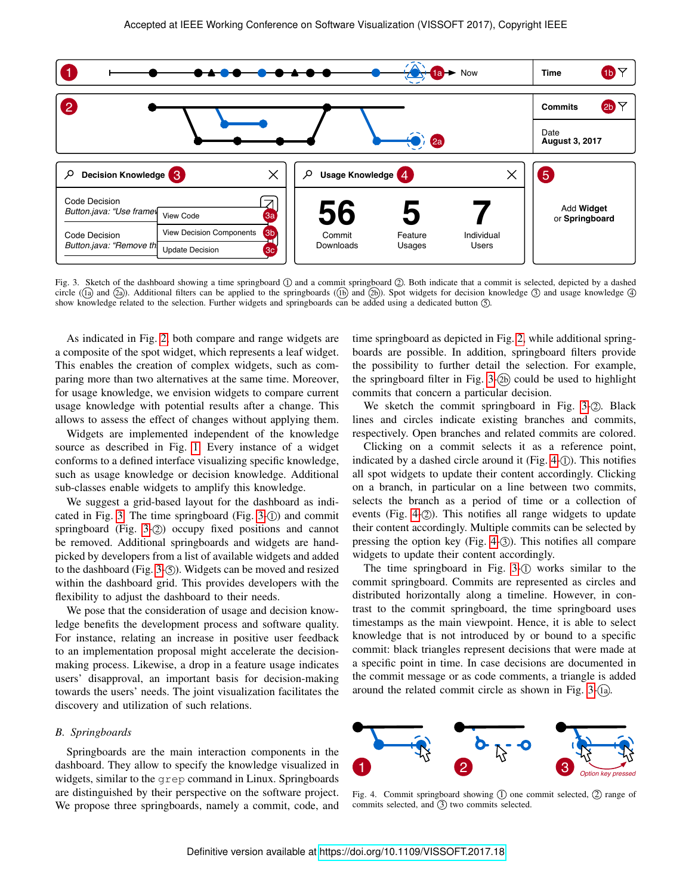Fig. 3. Sketch of the dashboard showing a time springboard ① and a commit springboard ②. Both indicate that a commit is selected, depicted by a dashed circle (1a and 2a). Additional filters can be applied to the springboards (1b and 2b). Spot widgets for decision knowledge ③ and usage knowledge ④ show knowledge related to the selection. Further widgets and springboards can be added using a dedicated button ⑤.

As indicated in Fig. 2, both compare and range widgets are a composite of the spot widget, which represents a leaf widget. This enables the creation of complex widgets, such as comparing more than two alternatives at the same time. Moreover, for usage knowledge, we envision widgets to compare current usage knowledge with potential results after a change. This allows to assess the effect of changes without applying them.

Widgets are implemented independent of the knowledge source as described in Fig. 1. Every instance of a widget conforms to a defined interface visualizing specific knowledge, such as usage knowledge or decision knowledge. Additional sub-classes enable widgets to amplify this knowledge.

We suggest a grid-based layout for the dashboard as indicated in Fig. 3. The time springboard (Fig. 3-①) and commit springboard (Fig. 3-②) occupy fixed positions and cannot be removed. Additional springboards and widgets are hand-picked by developers from a list of available widgets and added to the dashboard (Fig. 3-⑤). Widgets can be moved and resized within the dashboard grid. This provides developers with the flexibility to adjust the dashboard to their needs.

We pose that the consideration of usage and decision knowledge benefits the development process and software quality. For instance, relating an increase in positive user feedback to an implementation proposal might accelerate the decision-making process. Likewise, a drop in a feature usage indicates users' disapproval, an important basis for decision-making towards the users' needs. The joint visualization facilitates the discovery and utilization of such relations.

### B. Springboards

Springboards are the main interaction components in the dashboard. They allow to specify the knowledge visualized in widgets, similar to the `grep` command in Linux. Springboards are distinguished by their perspective on the software project. We propose three springboards, namely a commit, code, and time springboard as depicted in Fig. 2, while additional springboards are possible. In addition, springboard filters provide the possibility to further detail the selection. For example, the springboard filter in Fig. 3-2b could be used to highlight commits that concern a particular decision.

We sketch the commit springboard in Fig. 3-②. Black lines and circles indicate existing branches and commits, respectively. Open branches and related commits are colored.

Clicking on a commit selects it as a reference point, indicated by a dashed circle around it (Fig. 4-①). This notifies all spot widgets to update their content accordingly. Clicking on a branch, in particular on a line between two commits, selects the branch as a period of time or a collection of events (Fig. 4-②). This notifies all range widgets to update their content accordingly. Multiple commits can be selected by pressing the option key (Fig. 4-③). This notifies all compare widgets to update their content accordingly.

The time springboard in Fig. 3-① works similar to the commit springboard. Commits are represented as circles and distributed horizontally along a timeline. However, in contrast to the commit springboard, the time springboard uses timestamps as the main viewpoint. Hence, it is able to select knowledge that is not introduced by or bound to a specific commit: black triangles represent decisions that were made at a specific point in time. In case decisions are documented in the commit message or as code comments, a triangle is added around the related commit circle as shown in Fig. 3-1a.

Fig. 4. Commit springboard showing ① one commit selected, ② range of commits selected, and ③ two commits selected.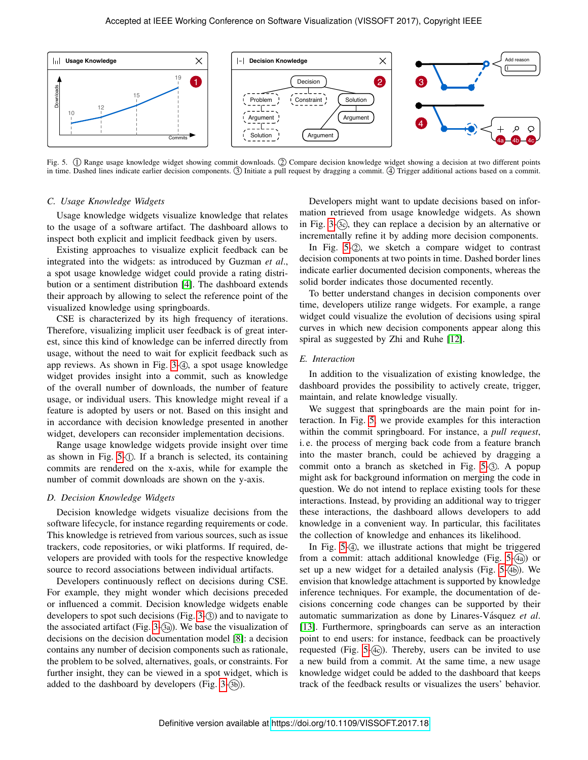Fig. 5. ① Range usage knowledge widget showing commit downloads. ② Compare decision knowledge widget showing a decision at two different points in time. Dashed lines indicate earlier decision components. ③ Initiate a pull request by dragging a commit. ④ Trigger additional actions based on a commit.

### C. Usage Knowledge Widgets

Usage knowledge widgets visualize knowledge that relates to the usage of a software artifact. The dashboard allows to inspect both explicit and implicit feedback given by users.

Existing approaches to visualize explicit feedback can be integrated into the widgets: as introduced by Guzman *et al.*, a spot usage knowledge widget could provide a rating distribution or a sentiment distribution [4]. The dashboard extends their approach by allowing to select the reference point of the visualized knowledge using springboards.

CSE is characterized by its high frequency of iterations. Therefore, visualizing implicit user feedback is of great interest, since this kind of knowledge can be inferred directly from usage, without the need to wait for explicit feedback such as app reviews. As shown in Fig. 3-④, a spot usage knowledge widget provides insight into a commit, such as knowledge of the overall number of downloads, the number of feature usage, or individual users. This knowledge might reveal if a feature is adopted by users or not. Based on this insight and in accordance with decision knowledge presented in another widget, developers can reconsider implementation decisions.

Range usage knowledge widgets provide insight over time as shown in Fig. 5-①. If a branch is selected, its containing commits are rendered on the x-axis, while for example the number of commit downloads are shown on the y-axis.

### D. Decision Knowledge Widgets

Decision knowledge widgets visualize decisions from the software lifecycle, for instance regarding requirements or code. This knowledge is retrieved from various sources, such as issue trackers, code repositories, or wiki platforms. If required, developers are provided with tools for the respective knowledge source to record associations between individual artifacts.

Developers continuously reflect on decisions during CSE. For example, they might wonder which decisions preceded or influenced a commit. Decision knowledge widgets enable developers to spot such decisions (Fig. 3-③) and to navigate to the associated artifact (Fig. 3-③a). We base the visualization of decisions on the decision documentation model [8]: a decision contains any number of decision components such as rationale, the problem to be solved, alternatives, goals, or constraints. For further insight, they can be viewed in a spot widget, which is added to the dashboard by developers (Fig. 3-③b).

Developers might want to update decisions based on information retrieved from usage knowledge widgets. As shown in Fig. 3-③c, they can replace a decision by an alternative or incrementally refine it by adding more decision components.

In Fig. 5-②, we sketch a compare widget to contrast decision components at two points in time. Dashed border lines indicate earlier documented decision components, whereas the solid border indicates those documented recently.

To better understand changes in decision components over time, developers utilize range widgets. For example, a range widget could visualize the evolution of decisions using spiral curves in which new decision components appear along this spiral as suggested by Zhi and Ruhe [12].

### E. Interaction

In addition to the visualization of existing knowledge, the dashboard provides the possibility to actively create, trigger, maintain, and relate knowledge visually.

We suggest that springboards are the main point for interaction. In Fig. 5 we provide examples for this interaction within the commit springboard. For instance, a *pull request*, i. e. the process of merging back code from a feature branch into the master branch, could be achieved by dragging a commit onto a branch as sketched in Fig. 5-③. A popup might ask for background information on merging the code in question. We do not intend to replace existing tools for these interactions. Instead, by providing an additional way to trigger these interactions, the dashboard allows developers to add knowledge in a convenient way. In particular, this facilitates the collection of knowledge and enhances its likelihood.

In Fig. 5-④, we illustrate actions that might be triggered from a commit: attach additional knowledge (Fig. 5-④a) or set up a new widget for a detailed analysis (Fig. 5-④b). We envision that knowledge attachment is supported by knowledge inference techniques. For example, the documentation of decisions concerning code changes can be supported by their automatic summarization as done by Linares-Vásquez *et al.* [13]. Furthermore, springboards can serve as an interaction point to end users: for instance, feedback can be proactively requested (Fig. 5-④c). Thereby, users can be invited to use a new build from a commit. At the same time, a new usage knowledge widget could be added to the dashboard that keeps track of the feedback results or visualizes the users' behavior.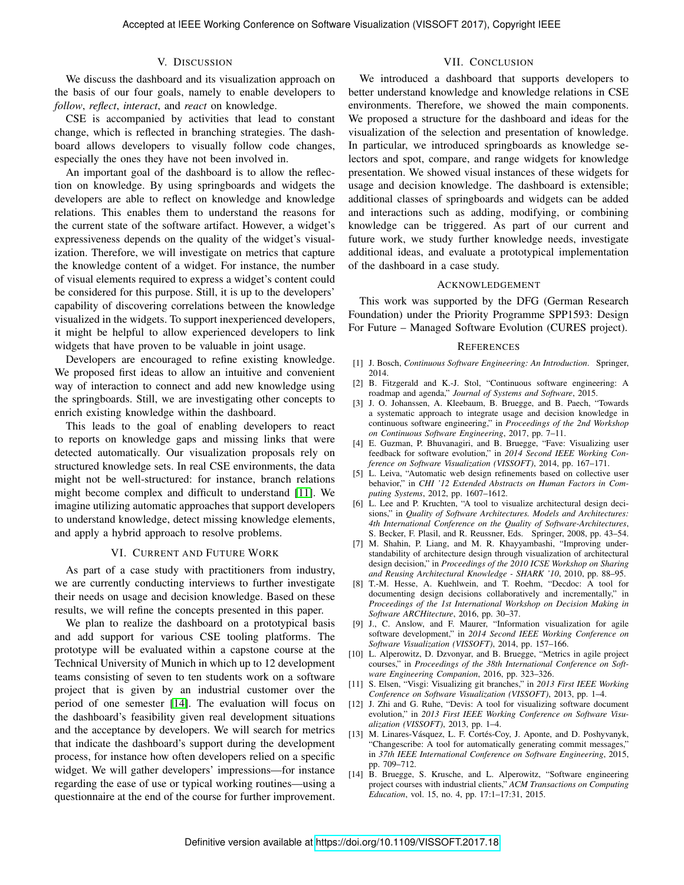## V. Discussion

We discuss the dashboard and its visualization approach on the basis of our four goals, namely to enable developers to *follow*, *reflect*, *interact*, and *react* on knowledge.

CSE is accompanied by activities that lead to constant change, which is reflected in branching strategies. The dashboard allows developers to visually follow code changes, especially the ones they have not been involved in.

An important goal of the dashboard is to allow the reflection on knowledge. By using springboards and widgets the developers are able to reflect on knowledge and knowledge relations. This enables them to understand the reasons for the current state of the software artifact. However, a widget's expressiveness depends on the quality of the widget's visualization. Therefore, we will investigate on metrics that capture the knowledge content of a widget. For instance, the number of visual elements required to express a widget's content could be considered for this purpose. Still, it is up to the developers' capability of discovering correlations between the knowledge visualized in the widgets. To support inexperienced developers, it might be helpful to allow experienced developers to link widgets that have proven to be valuable in joint usage.

Developers are encouraged to refine existing knowledge. We proposed first ideas to allow an intuitive and convenient way of interaction to connect and add new knowledge using the springboards. Still, we are investigating other concepts to enrich existing knowledge within the dashboard.

This leads to the goal of enabling developers to react to reports on knowledge gaps and missing links that were detected automatically. Our visualization proposals rely on structured knowledge sets. In real CSE environments, the data might not be well-structured: for instance, branch relations might become complex and difficult to understand [11]. We imagine utilizing automatic approaches that support developers to understand knowledge, detect missing knowledge elements, and apply a hybrid approach to resolve problems.

## VI. Current and Future Work

As part of a case study with practitioners from industry, we are currently conducting interviews to further investigate their needs on usage and decision knowledge. Based on these results, we will refine the concepts presented in this paper.

We plan to realize the dashboard on a prototypical basis and add support for various CSE tooling platforms. The prototype will be evaluated within a capstone course at the Technical University of Munich in which up to 12 development teams consisting of seven to ten students work on a software project that is given by an industrial customer over the period of one semester [14]. The evaluation will focus on the dashboard's feasibility given real development situations and the acceptance by developers. We will search for metrics that indicate the dashboard's support during the development process, for instance how often developers relied on a specific widget. We will gather developers' impressions—for instance regarding the ease of use or typical working routines—using a questionnaire at the end of the course for further improvement.

## VII. Conclusion

We introduced a dashboard that supports developers to better understand knowledge and knowledge relations in CSE environments. Therefore, we showed the main components. We proposed a structure for the dashboard and ideas for the visualization of the selection and presentation of knowledge. In particular, we introduced springboards as knowledge selectors and spot, compare, and range widgets for knowledge presentation. We showed visual instances of these widgets for usage and decision knowledge. The dashboard is extensible; additional classes of springboards and widgets can be added and interactions such as adding, modifying, or combining knowledge can be triggered. As part of our current and future work, we study further knowledge needs, investigate additional ideas, and evaluate a prototypical implementation of the dashboard in a case study.

## Acknowledgement

This work was supported by the DFG (German Research Foundation) under the Priority Programme SPP1593: Design For Future – Managed Software Evolution (CURES project).

## References

[1] J. Bosch, *Continuous Software Engineering: An Introduction*. Springer, 2014.

[2] B. Fitzgerald and K.-J. Stol, "Continuous software engineering: A roadmap and agenda," *Journal of Systems and Software*, 2015.

[3] J. O. Johanssen, A. Kleebaum, B. Bruegge, and B. Paech, "Towards a systematic approach to integrate usage and decision knowledge in continuous software engineering," in *Proceedings of the 2nd Workshop on Continuous Software Engineering*, 2017, pp. 7–11.

[4] E. Guzman, P. Bhuvanagiri, and B. Bruegge, "Fave: Visualizing user feedback for software evolution," in *2014 Second IEEE Working Conference on Software Visualization (VISSOFT)*, 2014, pp. 167–171.

[5] L. Leiva, "Automatic web design refinements based on collective user behavior," in *CHI '12 Extended Abstracts on Human Factors in Computing Systems*, 2012, pp. 1607–1612.

[6] L. Lee and P. Kruchten, "A tool to visualize architectural design decisions," in *Quality of Software Architectures. Models and Architectures: 4th International Conference on the Quality of Software-Architectures*, S. Becker, F. Plasil, and R. Reussner, Eds. Springer, 2008, pp. 43–54.

[7] M. Shahin, P. Liang, and M. R. Khayyambashi, "Improving understandability of architecture design through visualization of architectural design decision," in *Proceedings of the 2010 ICSE Workshop on Sharing and Reusing Architectural Knowledge - SHARK '10*, 2010, pp. 88–95.

[8] T.-M. Hesse, A. Kuehlwein, and T. Roehm, "Decdoc: A tool for documenting design decisions collaboratively and incrementally," in *Proceedings of the 1st International Workshop on Decision Making in Software ARCHitecture*, 2016, pp. 30–37.

[9] J., C. Anslow, and F. Maurer, "Information visualization for agile software development," in *2014 Second IEEE Working Conference on Software Visualization (VISSOFT)*, 2014, pp. 157–166.

[10] L. Alperowitz, D. Dzvonyar, and B. Bruegge, "Metrics in agile project courses," in *Proceedings of the 38th International Conference on Software Engineering Companion*, 2016, pp. 323–326.

[11] S. Elsen, "Visgi: Visualizing git branches," in *2013 First IEEE Working Conference on Software Visualization (VISSOFT)*, 2013, pp. 1–4.

[12] J. Zhi and G. Ruhe, "Devis: A tool for visualizing software document evolution," in *2013 First IEEE Working Conference on Software Visualization (VISSOFT)*, 2013, pp. 1–4.

[13] M. Linares-Vásquez, L. F. Cortés-Coy, J. Aponte, and D. Poshyvanyk, "Changescribe: A tool for automatically generating commit messages," in *37th IEEE International Conference on Software Engineering*, 2015, pp. 709–712.

[14] B. Bruegge, S. Krusche, and L. Alperowitz, "Software engineering project courses with industrial clients," *ACM Transactions on Computing Education*, vol. 15, no. 4, pp. 17:1–17:31, 2015.